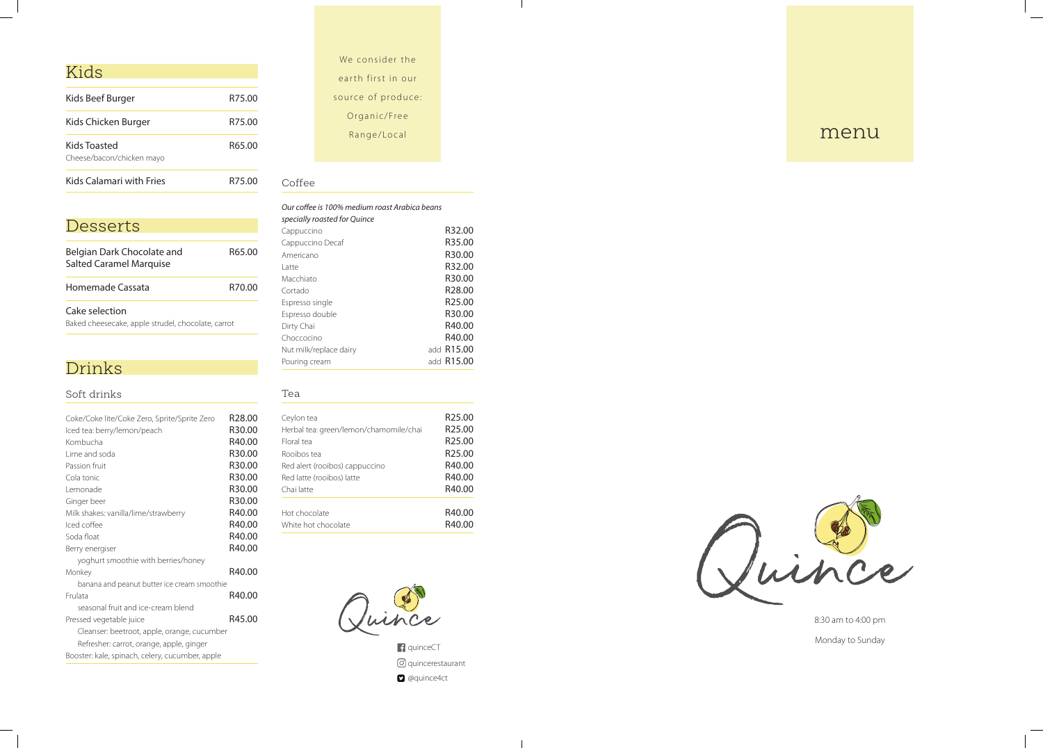## Kids

| Item | Price |
| --- | --- |
| Kids Beef Burger | R75.00 |
| Kids Chicken Burger | R75.00 |
| Kids Toasted<br>Cheese/bacon/chicken mayo | R65.00 |
| Kids Calamari with Fries | R75.00 |

## Desserts

| Item | Price |
| --- | --- |
| Belgian Dark Chocolate and Salted Caramel Marquise | R65.00 |
| Homemade Cassata | R70.00 |
| Cake selection<br>Baked cheesecake, apple strudel, chocolate, carrot | |

## Drinks

### Soft drinks

| Item | Price |
| --- | --- |
| Coke/Coke lite/Coke Zero, Sprite/Sprite Zero | R28.00 |
| Iced tea: berry/lemon/peach | R30.00 |
| Kombucha | R40.00 |
| Lime and soda | R30.00 |
| Passion fruit | R30.00 |
| Cola tonic | R30.00 |
| Lemonade | R30.00 |
| Ginger beer | R30.00 |
| Milk shakes: vanilla/lime/strawberry | R40.00 |
| Iced coffee | R40.00 |
| Soda float | R40.00 |
| Berry energiser<br>yoghurt smoothie with berries/honey | R40.00 |
| Monkey<br>banana and peanut butter ice cream smoothie | R40.00 |
| Frulata<br>seasonal fruit and ice-cream blend | R40.00 |
| Pressed vegetable juice<br>Cleanser: beetroot, apple, orange, cucumber<br>Refresher: carrot, orange, apple, ginger<br>Booster: kale, spinach, celery, cucumber, apple | R45.00 |

We consider the earth first in our source of produce: Organic/Free Range/Local

### Coffee

*Our coffee is 100% medium roast Arabica beans specially roasted for Quince*

| Item | Price |
| --- | --- |
| Cappuccino | R32.00 |
| Cappuccino Decaf | R35.00 |
| Americano | R30.00 |
| Latte | R32.00 |
| Macchiato | R30.00 |
| Cortado | R28.00 |
| Espresso single | R25.00 |
| Espresso double | R30.00 |
| Dirty Chai | R40.00 |
| Choccocino | R40.00 |
| Nut milk/replace dairy | add R15.00 |
| Pouring cream | add R15.00 |

### Tea

| Item | Price |
| --- | --- |
| Ceylon tea | R25.00 |
| Herbal tea: green/lemon/chamomile/chai | R25.00 |
| Floral tea | R25.00 |
| Rooibos tea | R25.00 |
| Red alert (rooibos) cappuccino | R40.00 |
| Red latte (rooibos) latte | R40.00 |
| Chai latte | R40.00 |
| Hot chocolate | R40.00 |
| White hot chocolate | R40.00 |

Quince

quinceCT
quincerestaurant
@quince4ct

# menu

Quince

8:30 am to 4:00 pm

Monday to Sunday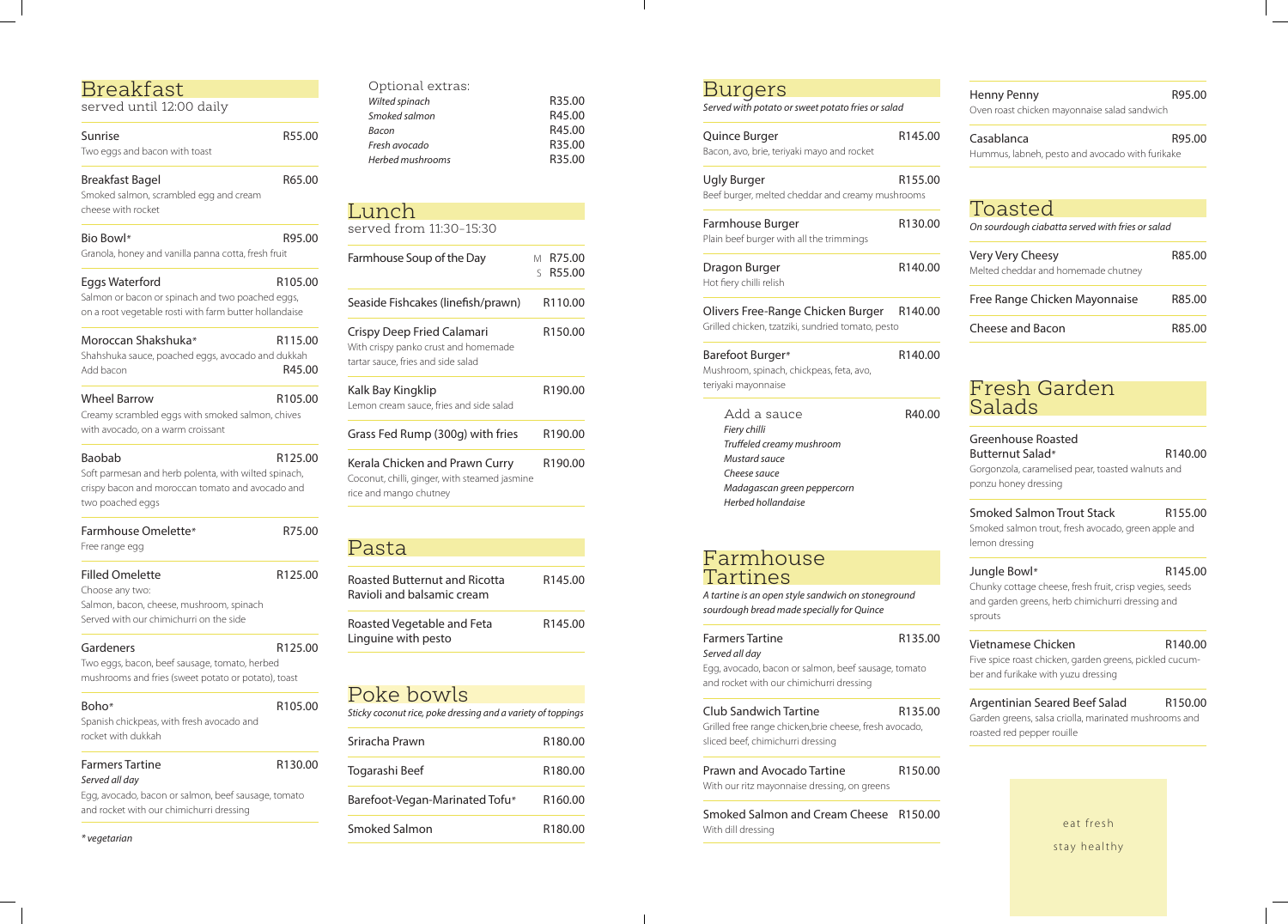# Breakfast

served until 12:00 daily

**Sunrise** — R55.00
Two eggs and bacon with toast

**Breakfast Bagel** — R65.00
Smoked salmon, scrambled egg and cream cheese with rocket

**Bio Bowl*** — R95.00
Granola, honey and vanilla panna cotta, fresh fruit

**Eggs Waterford** — R105.00
Salmon or bacon or spinach and two poached eggs, on a root vegetable rosti with farm butter hollandaise

**Moroccan Shakshuka*** — R115.00
Shahshuka sauce, poached eggs, avocado and dukkah
Add bacon — R45.00

**Wheel Barrow** — R105.00
Creamy scrambled eggs with smoked salmon, chives with avocado, on a warm croissant

**Baobab** — R125.00
Soft parmesan and herb polenta, with wilted spinach, crispy bacon and moroccan tomato and avocado and two poached eggs

**Farmhouse Omelette*** — R75.00
Free range egg

**Filled Omelette** — R125.00
Choose any two:
Salmon, bacon, cheese, mushroom, spinach
Served with our chimichurri on the side

**Gardeners** — R125.00
Two eggs, bacon, beef sausage, tomato, herbed mushrooms and fries (sweet potato or potato), toast

**Boho*** — R105.00
Spanish chickpeas, with fresh avocado and rocket with dukkah

**Farmers Tartine** — R130.00
*Served all day*
Egg, avocado, bacon or salmon, beef sausage, tomato and rocket with our chimichurri dressing

*\* vegetarian*

### Optional extras:

| | |
|---|---|
| *Wilted spinach* | R35.00 |
| *Smoked salmon* | R45.00 |
| *Bacon* | R45.00 |
| *Fresh avocado* | R35.00 |
| *Herbed mushrooms* | R35.00 |

# Lunch

served from 11:30–15:30

**Farmhouse Soup of the Day** — M R75.00 / S R55.00

**Seaside Fishcakes (linefish/prawn)** — R110.00

**Crispy Deep Fried Calamari** — R150.00
With crispy panko crust and homemade tartar sauce, fries and side salad

**Kalk Bay Kingklip** — R190.00
Lemon cream sauce, fries and side salad

**Grass Fed Rump (300g) with fries** — R190.00

**Kerala Chicken and Prawn Curry** — R190.00
Coconut, chilli, ginger, with steamed jasmine rice and mango chutney

# Pasta

**Roasted Butternut and Ricotta Ravioli and balsamic cream** — R145.00

**Roasted Vegetable and Feta Linguine with pesto** — R145.00

# Poke bowls

*Sticky coconut rice, poke dressing and a variety of toppings*

**Sriracha Prawn** — R180.00

**Togarashi Beef** — R180.00

**Barefoot-Vegan-Marinated Tofu*** — R160.00

**Smoked Salmon** — R180.00

# Burgers

*Served with potato or sweet potato fries or salad*

**Quince Burger** — R145.00
Bacon, avo, brie, teriyaki mayo and rocket

**Ugly Burger** — R155.00
Beef burger, melted cheddar and creamy mushrooms

**Farmhouse Burger** — R130.00
Plain beef burger with all the trimmings

**Dragon Burger** — R140.00
Hot fiery chilli relish

**Olivers Free-Range Chicken Burger** — R140.00
Grilled chicken, tzatziki, sundried tomato, pesto

**Barefoot Burger*** — R140.00
Mushroom, spinach, chickpeas, feta, avo, teriyaki mayonnaise

### Add a sauce — R40.00

*Fiery chilli*
*Truffeled creamy mushroom*
*Mustard sauce*
*Cheese sauce*
*Madagascan green peppercorn*
*Herbed hollandaise*

# Farmhouse Tartines

*A tartine is an open style sandwich on stoneground sourdough bread made specially for Quince*

**Farmers Tartine** — R135.00
*Served all day*
Egg, avocado, bacon or salmon, beef sausage, tomato and rocket with our chimichurri dressing

**Club Sandwich Tartine** — R135.00
Grilled free range chicken,brie cheese, fresh avocado, sliced beef, chimichurri dressing

**Prawn and Avocado Tartine** — R150.00
With our ritz mayonnaise dressing, on greens

**Smoked Salmon and Cream Cheese** — R150.00
With dill dressing

**Henny Penny** — R95.00
Oven roast chicken mayonnaise salad sandwich

**Casablanca** — R95.00
Hummus, labneh, pesto and avocado with furikake

# Toasted

*On sourdough ciabatta served with fries or salad*

**Very Very Cheesy** — R85.00
Melted cheddar and homemade chutney

**Free Range Chicken Mayonnaise** — R85.00

**Cheese and Bacon** — R85.00

# Fresh Garden Salads

**Greenhouse Roasted Butternut Salad*** — R140.00
Gorgonzola, caramelised pear, toasted walnuts and ponzu honey dressing

**Smoked Salmon Trout Stack** — R155.00
Smoked salmon trout, fresh avocado, green apple and lemon dressing

**Jungle Bowl*** — R145.00
Chunky cottage cheese, fresh fruit, crisp vegies, seeds and garden greens, herb chimichurri dressing and sprouts

**Vietnamese Chicken** — R140.00
Five spice roast chicken, garden greens, pickled cucumber and furikake with yuzu dressing

**Argentinian Seared Beef Salad** — R150.00
Garden greens, salsa criolla, marinated mushrooms and roasted red pepper rouille

eat fresh
stay healthy